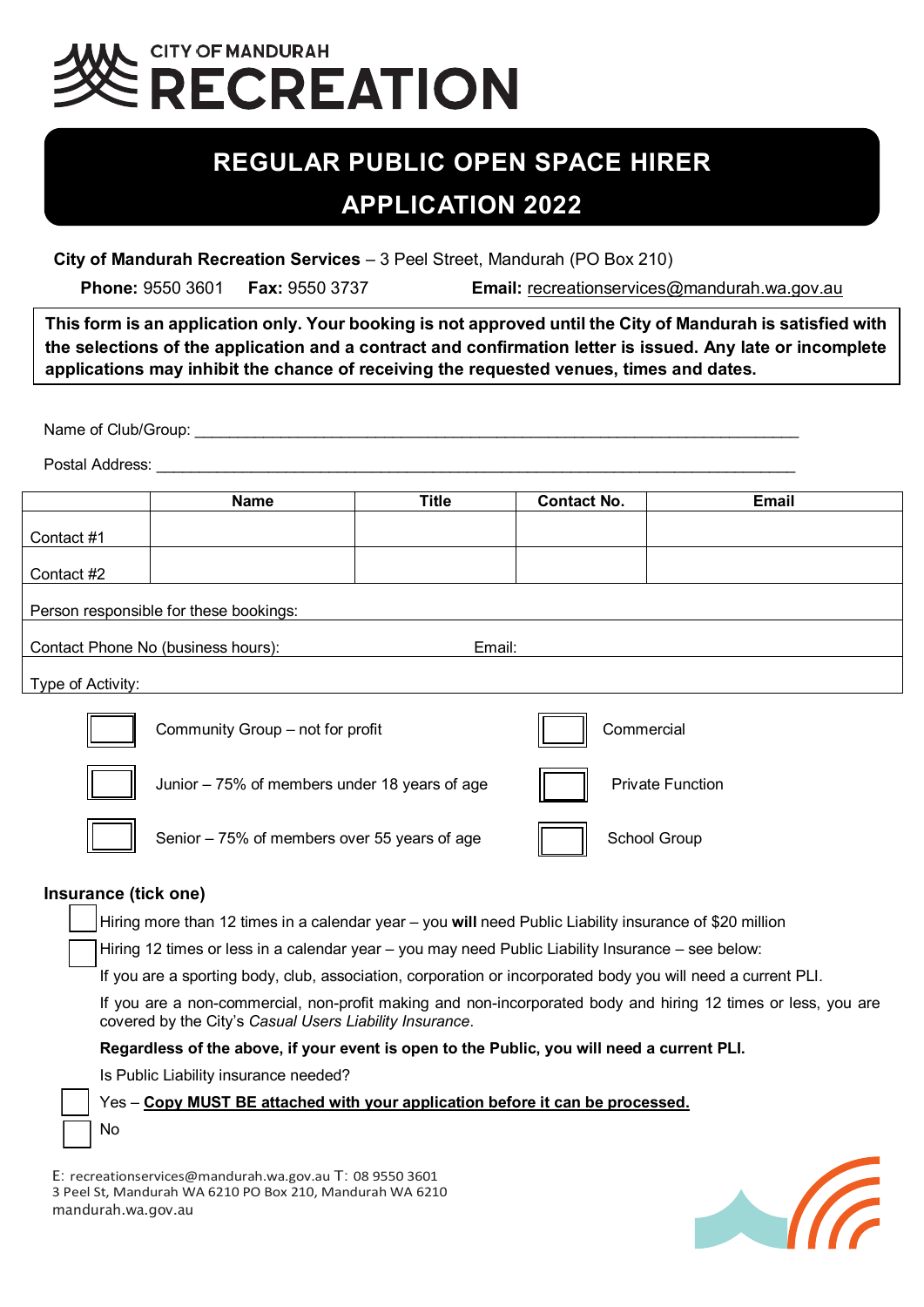CITY OF MANDURAH
# RECREATION

## REGULAR PUBLIC OPEN SPACE HIRER APPLICATION 2022

**City of Mandurah Recreation Services** – 3 Peel Street, Mandurah (PO Box 210)

**Phone:** 9550 3601 **Fax:** 9550 3737 **Email:** recreationservices@mandurah.wa.gov.au

**This form is an application only. Your booking is not approved until the City of Mandurah is satisfied with the selections of the application and a contract and confirmation letter is issued. Any late or incomplete applications may inhibit the chance of receiving the requested venues, times and dates.**

Name of Club/Group: ___________________________________________________________________

Postal Address: ______________________________________________________________________

| | Name | Title | Contact No. | Email |
|---|---|---|---|---|
| Contact #1 | | | | |
| Contact #2 | | | | |
| Person responsible for these bookings: | | | | |
| Contact Phone No (business hours): | | | Email: | |
| Type of Activity: | | | | |

- ☐ Community Group – not for profit
- ☐ Junior – 75% of members under 18 years of age
- ☐ Senior – 75% of members over 55 years of age
- ☐ Commercial
- ☐ Private Function
- ☐ School Group

**Insurance (tick one)**

☐ Hiring more than 12 times in a calendar year – you **will** need Public Liability insurance of $20 million

☐ Hiring 12 times or less in a calendar year – you may need Public Liability Insurance – see below:

If you are a sporting body, club, association, corporation or incorporated body you will need a current PLI.

If you are a non-commercial, non-profit making and non-incorporated body and hiring 12 times or less, you are covered by the City's *Casual Users Liability Insurance*.

**Regardless of the above, if your event is open to the Public, you will need a current PLI.**

Is Public Liability insurance needed?

☐ Yes – **Copy MUST BE attached with your application before it can be processed.**

☐ No

E: recreationservices@mandurah.wa.gov.au T: 08 9550 3601
3 Peel St, Mandurah WA 6210 PO Box 210, Mandurah WA 6210
mandurah.wa.gov.au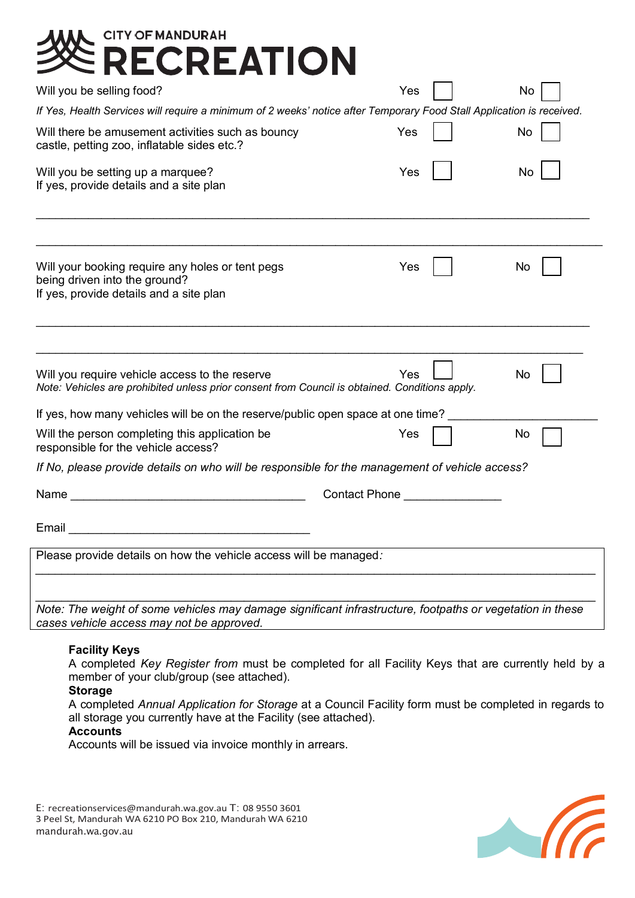# CITY OF MANDURAH RECREATION

Will you be selling food? Yes ☐ No ☐

*If Yes, Health Services will require a minimum of 2 weeks' notice after Temporary Food Stall Application is received.*

Will there be amusement activities such as bouncy castle, petting zoo, inflatable sides etc.? Yes ☐ No ☐

Will you be setting up a marquee? Yes ☐ No ☐
If yes, provide details and a site plan

\_\_\_\_\_\_\_\_\_\_\_\_\_\_\_\_\_\_\_\_\_\_\_\_\_\_\_\_\_\_\_\_\_\_\_\_\_\_\_\_\_\_\_\_\_\_\_\_\_\_\_\_\_\_\_\_\_\_\_\_\_\_\_\_\_\_\_\_\_\_\_\_\_\_\_\_

\_\_\_\_\_\_\_\_\_\_\_\_\_\_\_\_\_\_\_\_\_\_\_\_\_\_\_\_\_\_\_\_\_\_\_\_\_\_\_\_\_\_\_\_\_\_\_\_\_\_\_\_\_\_\_\_\_\_\_\_\_\_\_\_\_\_\_\_\_\_\_\_\_\_\_\_

Will your booking require any holes or tent pegs being driven into the ground? Yes ☐ No ☐
If yes, provide details and a site plan

\_\_\_\_\_\_\_\_\_\_\_\_\_\_\_\_\_\_\_\_\_\_\_\_\_\_\_\_\_\_\_\_\_\_\_\_\_\_\_\_\_\_\_\_\_\_\_\_\_\_\_\_\_\_\_\_\_\_\_\_\_\_\_\_\_\_\_\_\_\_\_\_\_\_\_\_

\_\_\_\_\_\_\_\_\_\_\_\_\_\_\_\_\_\_\_\_\_\_\_\_\_\_\_\_\_\_\_\_\_\_\_\_\_\_\_\_\_\_\_\_\_\_\_\_\_\_\_\_\_\_\_\_\_\_\_\_\_\_\_\_\_\_\_\_\_\_\_\_\_\_\_\_

Will you require vehicle access to the reserve Yes ☐ No ☐
*Note: Vehicles are prohibited unless prior consent from Council is obtained. Conditions apply.*

If yes, how many vehicles will be on the reserve/public open space at one time? \_\_\_\_\_\_\_\_\_\_\_\_\_\_\_\_\_\_\_\_

Will the person completing this application be responsible for the vehicle access? Yes ☐ No ☐

*If No, please provide details on who will be responsible for the management of vehicle access?*

Name \_\_\_\_\_\_\_\_\_\_\_\_\_\_\_\_\_\_\_\_\_\_\_\_\_\_\_\_\_\_\_\_\_\_ Contact Phone \_\_\_\_\_\_\_\_\_\_\_\_\_\_

Email \_\_\_\_\_\_\_\_\_\_\_\_\_\_\_\_\_\_\_\_\_\_\_\_\_\_\_\_\_\_\_\_\_\_\_\_

Please provide details on how the vehicle access will be managed:

\_\_\_\_\_\_\_\_\_\_\_\_\_\_\_\_\_\_\_\_\_\_\_\_\_\_\_\_\_\_\_\_\_\_\_\_\_\_\_\_\_\_\_\_\_\_\_\_\_\_\_\_\_\_\_\_\_\_\_\_\_\_\_\_\_\_\_\_\_\_\_\_\_\_\_\_

\_\_\_\_\_\_\_\_\_\_\_\_\_\_\_\_\_\_\_\_\_\_\_\_\_\_\_\_\_\_\_\_\_\_\_\_\_\_\_\_\_\_\_\_\_\_\_\_\_\_\_\_\_\_\_\_\_\_\_\_\_\_\_\_\_\_\_\_\_\_\_\_\_\_\_\_

*Note: The weight of some vehicles may damage significant infrastructure, footpaths or vegetation in these cases vehicle access may not be approved.*

**Facility Keys**
A completed *Key Register from* must be completed for all Facility Keys that are currently held by a member of your club/group (see attached).

**Storage**
A completed *Annual Application for Storage* at a Council Facility form must be completed in regards to all storage you currently have at the Facility (see attached).

**Accounts**
Accounts will be issued via invoice monthly in arrears.

E: recreationservices@mandurah.wa.gov.au T: 08 9550 3601
3 Peel St, Mandurah WA 6210 PO Box 210, Mandurah WA 6210
mandurah.wa.gov.au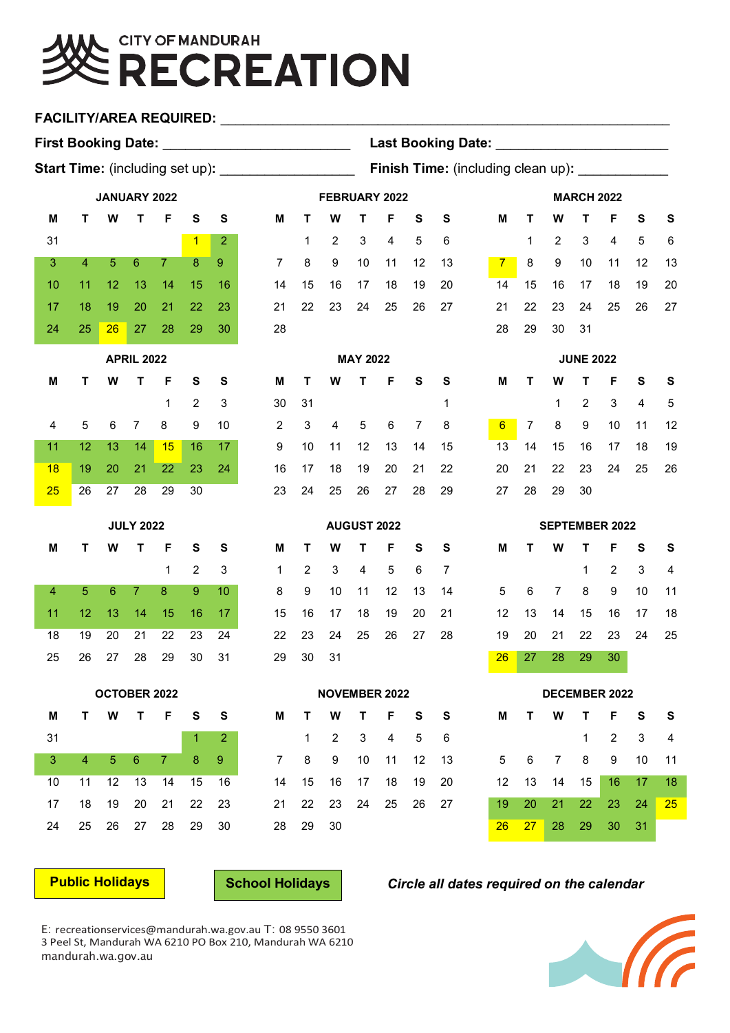# CITY OF MANDURAH RECREATION

**FACILITY/AREA REQUIRED:** ______________________________________________________________

**First Booking Date:** ________________________ **Last Booking Date:** ______________________

**Start Time:** (including set up): __________________ **Finish Time:** (including clean up): ____________

### JANUARY 2022

| M | T | W | T | F | S | S |
|---|---|---|---|---|---|---|
| 31 | | | | | 1 | 2 |
| 3 | 4 | 5 | 6 | 7 | 8 | 9 |
| 10 | 11 | 12 | 13 | 14 | 15 | 16 |
| 17 | 18 | 19 | 20 | 21 | 22 | 23 |
| 24 | 25 | 26 | 27 | 28 | 29 | 30 |

### FEBRUARY 2022

| M | T | W | T | F | S | S |
|---|---|---|---|---|---|---|
| | 1 | 2 | 3 | 4 | 5 | 6 |
| 7 | 8 | 9 | 10 | 11 | 12 | 13 |
| 14 | 15 | 16 | 17 | 18 | 19 | 20 |
| 21 | 22 | 23 | 24 | 25 | 26 | 27 |
| 28 | | | | | | |

### MARCH 2022

| M | T | W | T | F | S | S |
|---|---|---|---|---|---|---|
| | 1 | 2 | 3 | 4 | 5 | 6 |
| 7 | 8 | 9 | 10 | 11 | 12 | 13 |
| 14 | 15 | 16 | 17 | 18 | 19 | 20 |
| 21 | 22 | 23 | 24 | 25 | 26 | 27 |
| 28 | 29 | 30 | 31 | | | |

### APRIL 2022

| M | T | W | T | F | S | S |
|---|---|---|---|---|---|---|
| | | | | 1 | 2 | 3 |
| 4 | 5 | 6 | 7 | 8 | 9 | 10 |
| 11 | 12 | 13 | 14 | 15 | 16 | 17 |
| 18 | 19 | 20 | 21 | 22 | 23 | 24 |
| 25 | 26 | 27 | 28 | 29 | 30 | |

### MAY 2022

| M | T | W | T | F | S | S |
|---|---|---|---|---|---|---|
| 30 | 31 | | | | | 1 |
| 2 | 3 | 4 | 5 | 6 | 7 | 8 |
| 9 | 10 | 11 | 12 | 13 | 14 | 15 |
| 16 | 17 | 18 | 19 | 20 | 21 | 22 |
| 23 | 24 | 25 | 26 | 27 | 28 | 29 |

### JUNE 2022

| M | T | W | T | F | S | S |
|---|---|---|---|---|---|---|
| | | 1 | 2 | 3 | 4 | 5 |
| 6 | 7 | 8 | 9 | 10 | 11 | 12 |
| 13 | 14 | 15 | 16 | 17 | 18 | 19 |
| 20 | 21 | 22 | 23 | 24 | 25 | 26 |
| 27 | 28 | 29 | 30 | | | |

### JULY 2022

| M | T | W | T | F | S | S |
|---|---|---|---|---|---|---|
| | | | | 1 | 2 | 3 |
| 4 | 5 | 6 | 7 | 8 | 9 | 10 |
| 11 | 12 | 13 | 14 | 15 | 16 | 17 |
| 18 | 19 | 20 | 21 | 22 | 23 | 24 |
| 25 | 26 | 27 | 28 | 29 | 30 | 31 |

### AUGUST 2022

| M | T | W | T | F | S | S |
|---|---|---|---|---|---|---|
| 1 | 2 | 3 | 4 | 5 | 6 | 7 |
| 8 | 9 | 10 | 11 | 12 | 13 | 14 |
| 15 | 16 | 17 | 18 | 19 | 20 | 21 |
| 22 | 23 | 24 | 25 | 26 | 27 | 28 |
| 29 | 30 | 31 | | | | |

### SEPTEMBER 2022

| M | T | W | T | F | S | S |
|---|---|---|---|---|---|---|
| | | | 1 | 2 | 3 | 4 |
| 5 | 6 | 7 | 8 | 9 | 10 | 11 |
| 12 | 13 | 14 | 15 | 16 | 17 | 18 |
| 19 | 20 | 21 | 22 | 23 | 24 | 25 |
| 26 | 27 | 28 | 29 | 30 | | |

### OCTOBER 2022

| M | T | W | T | F | S | S |
|---|---|---|---|---|---|---|
| 31 | | | | | 1 | 2 |
| 3 | 4 | 5 | 6 | 7 | 8 | 9 |
| 10 | 11 | 12 | 13 | 14 | 15 | 16 |
| 17 | 18 | 19 | 20 | 21 | 22 | 23 |
| 24 | 25 | 26 | 27 | 28 | 29 | 30 |

### NOVEMBER 2022

| M | T | W | T | F | S | S |
|---|---|---|---|---|---|---|
| | 1 | 2 | 3 | 4 | 5 | 6 |
| 7 | 8 | 9 | 10 | 11 | 12 | 13 |
| 14 | 15 | 16 | 17 | 18 | 19 | 20 |
| 21 | 22 | 23 | 24 | 25 | 26 | 27 |
| 28 | 29 | 30 | | | | |

### DECEMBER 2022

| M | T | W | T | F | S | S |
|---|---|---|---|---|---|---|
| | | | 1 | 2 | 3 | 4 |
| 5 | 6 | 7 | 8 | 9 | 10 | 11 |
| 12 | 13 | 14 | 15 | 16 | 17 | 18 |
| 19 | 20 | 21 | 22 | 23 | 24 | 25 |
| 26 | 27 | 28 | 29 | 30 | 31 | |

**Public Holidays** **School Holidays** ***Circle all dates required on the calendar***

E: recreationservices@mandurah.wa.gov.au T: 08 9550 3601
3 Peel St, Mandurah WA 6210 PO Box 210, Mandurah WA 6210
mandurah.wa.gov.au